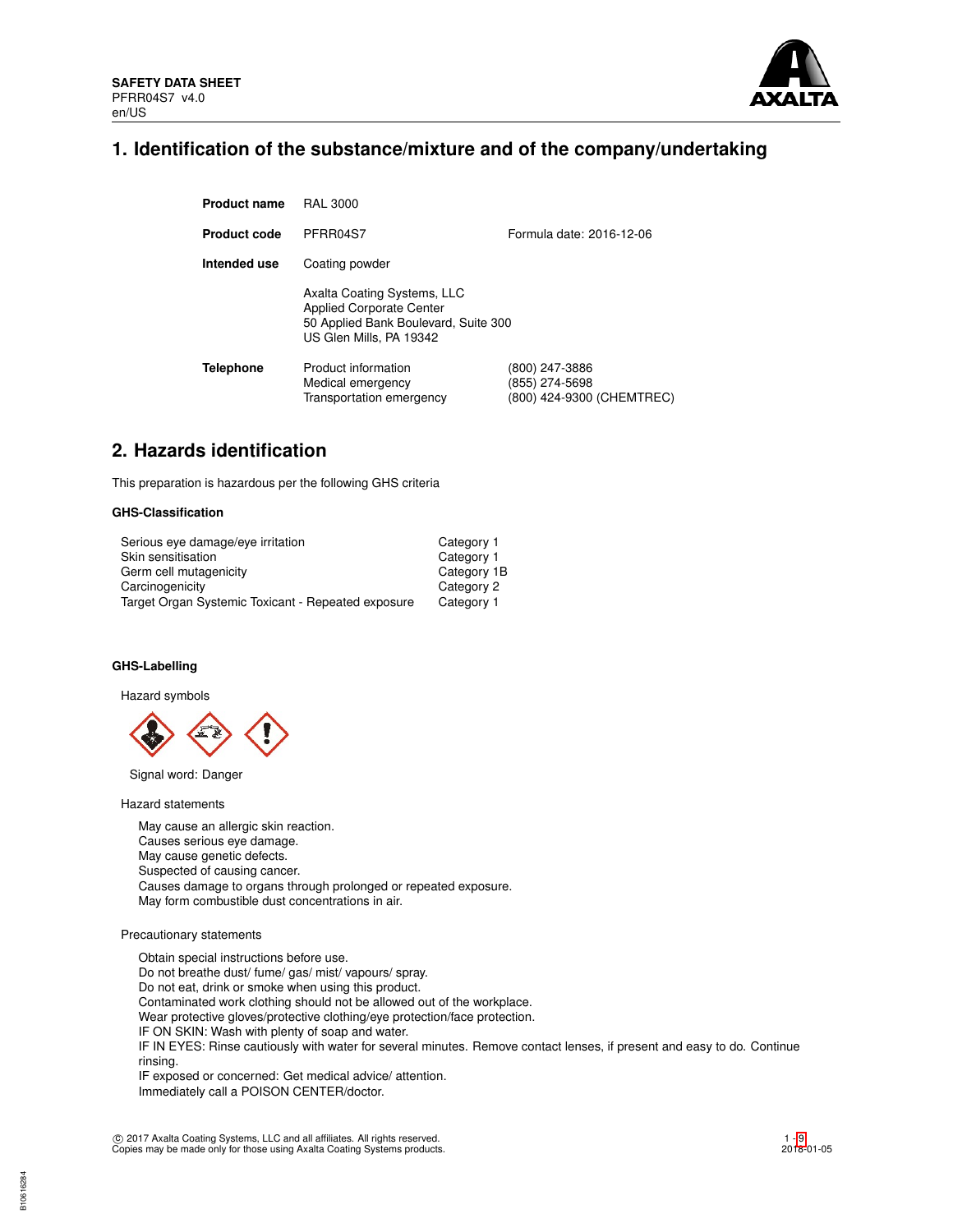**SAFETY DATA SHEET**
PFRR04S7 v4.0
en/US

# 1. Identification of the substance/mixture and of the company/undertaking

| | | |
|---|---|---|
| **Product name** | RAL 3000 | |
| **Product code** | PFRR04S7 | Formula date: 2016-12-06 |
| **Intended use** | Coating powder | |
| | Axalta Coating Systems, LLC<br>Applied Corporate Center<br>50 Applied Bank Boulevard, Suite 300<br>US Glen Mills, PA 19342 | |
| **Telephone** | Product information<br>Medical emergency<br>Transportation emergency | (800) 247-3886<br>(855) 274-5698<br>(800) 424-9300 (CHEMTREC) |

# 2. Hazards identification

This preparation is hazardous per the following GHS criteria

**GHS-Classification**

| | |
|---|---|
| Serious eye damage/eye irritation | Category 1 |
| Skin sensitisation | Category 1 |
| Germ cell mutagenicity | Category 1B |
| Carcinogenicity | Category 2 |
| Target Organ Systemic Toxicant - Repeated exposure | Category 1 |

**GHS-Labelling**

Hazard symbols

Signal word: Danger

Hazard statements

May cause an allergic skin reaction.
Causes serious eye damage.
May cause genetic defects.
Suspected of causing cancer.
Causes damage to organs through prolonged or repeated exposure.
May form combustible dust concentrations in air.

Precautionary statements

Obtain special instructions before use.
Do not breathe dust/ fume/ gas/ mist/ vapours/ spray.
Do not eat, drink or smoke when using this product.
Contaminated work clothing should not be allowed out of the workplace.
Wear protective gloves/protective clothing/eye protection/face protection.
IF ON SKIN: Wash with plenty of soap and water.
IF IN EYES: Rinse cautiously with water for several minutes. Remove contact lenses, if present and easy to do. Continue rinsing.
IF exposed or concerned: Get medical advice/ attention.
Immediately call a POISON CENTER/doctor.

© 2017 Axalta Coating Systems, LLC and all affiliates. All rights reserved.
Copies may be made only for those using Axalta Coating Systems products.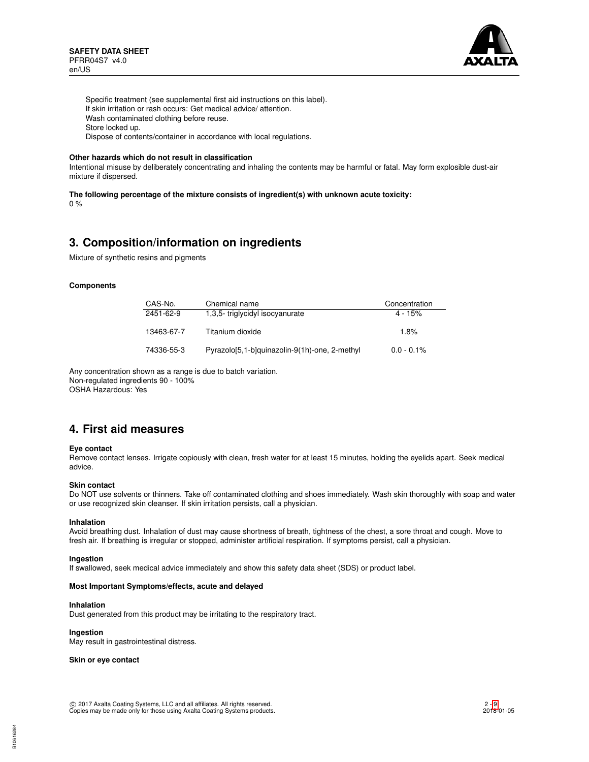Specific treatment (see supplemental first aid instructions on this label).
If skin irritation or rash occurs: Get medical advice/ attention.
Wash contaminated clothing before reuse.
Store locked up.
Dispose of contents/container in accordance with local regulations.

**Other hazards which do not result in classification**
Intentional misuse by deliberately concentrating and inhaling the contents may be harmful or fatal. May form explosible dust-air mixture if dispersed.

**The following percentage of the mixture consists of ingredient(s) with unknown acute toxicity:**
0 %

## 3. Composition/information on ingredients

Mixture of synthetic resins and pigments

**Components**

| CAS-No. | Chemical name | Concentration |
|---|---|---|
| 2451-62-9 | 1,3,5- triglycidyl isocyanurate | 4 - 15% |
| 13463-67-7 | Titanium dioxide | 1.8% |
| 74336-55-3 | Pyrazolo[5,1-b]quinazolin-9(1h)-one, 2-methyl | 0.0 - 0.1% |

Any concentration shown as a range is due to batch variation.
Non-regulated ingredients 90 - 100%
OSHA Hazardous: Yes

## 4. First aid measures

**Eye contact**
Remove contact lenses. Irrigate copiously with clean, fresh water for at least 15 minutes, holding the eyelids apart. Seek medical advice.

**Skin contact**
Do NOT use solvents or thinners. Take off contaminated clothing and shoes immediately. Wash skin thoroughly with soap and water or use recognized skin cleanser. If skin irritation persists, call a physician.

**Inhalation**
Avoid breathing dust. Inhalation of dust may cause shortness of breath, tightness of the chest, a sore throat and cough. Move to fresh air. If breathing is irregular or stopped, administer artificial respiration. If symptoms persist, call a physician.

**Ingestion**
If swallowed, seek medical advice immediately and show this safety data sheet (SDS) or product label.

**Most Important Symptoms/effects, acute and delayed**

**Inhalation**
Dust generated from this product may be irritating to the respiratory tract.

**Ingestion**
May result in gastrointestinal distress.

**Skin or eye contact**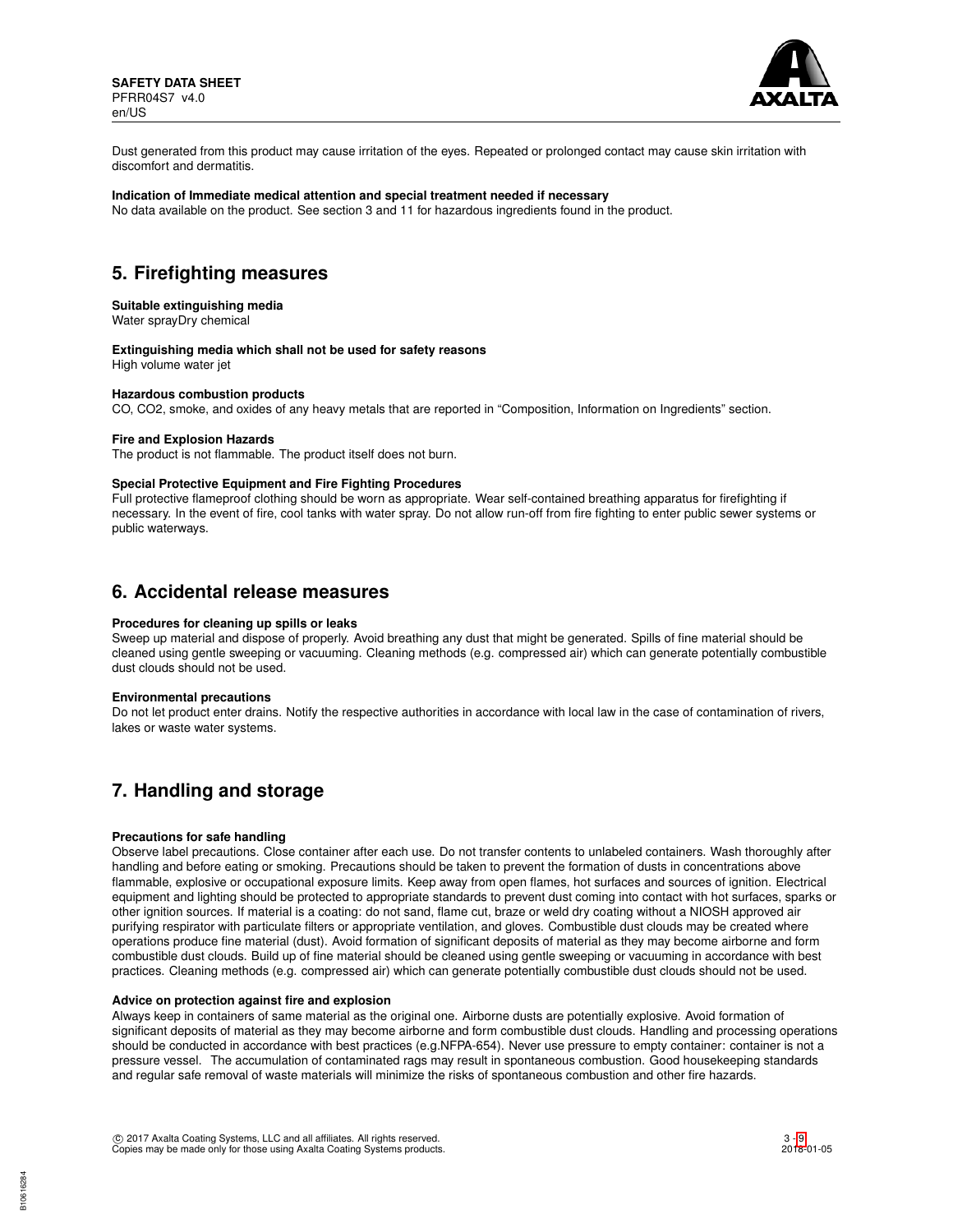Dust generated from this product may cause irritation of the eyes. Repeated or prolonged contact may cause skin irritation with discomfort and dermatitis.

**Indication of Immediate medical attention and special treatment needed if necessary**

No data available on the product. See section 3 and 11 for hazardous ingredients found in the product.

# 5. Firefighting measures

**Suitable extinguishing media**

Water sprayDry chemical

**Extinguishing media which shall not be used for safety reasons**

High volume water jet

**Hazardous combustion products**

CO, CO2, smoke, and oxides of any heavy metals that are reported in “Composition, Information on Ingredients” section.

**Fire and Explosion Hazards**

The product is not flammable. The product itself does not burn.

**Special Protective Equipment and Fire Fighting Procedures**

Full protective flameproof clothing should be worn as appropriate. Wear self-contained breathing apparatus for firefighting if necessary. In the event of fire, cool tanks with water spray. Do not allow run-off from fire fighting to enter public sewer systems or public waterways.

# 6. Accidental release measures

**Procedures for cleaning up spills or leaks**

Sweep up material and dispose of properly. Avoid breathing any dust that might be generated. Spills of fine material should be cleaned using gentle sweeping or vacuuming. Cleaning methods (e.g. compressed air) which can generate potentially combustible dust clouds should not be used.

**Environmental precautions**

Do not let product enter drains. Notify the respective authorities in accordance with local law in the case of contamination of rivers, lakes or waste water systems.

# 7. Handling and storage

**Precautions for safe handling**

Observe label precautions. Close container after each use. Do not transfer contents to unlabeled containers. Wash thoroughly after handling and before eating or smoking. Precautions should be taken to prevent the formation of dusts in concentrations above flammable, explosive or occupational exposure limits. Keep away from open flames, hot surfaces and sources of ignition. Electrical equipment and lighting should be protected to appropriate standards to prevent dust coming into contact with hot surfaces, sparks or other ignition sources. If material is a coating: do not sand, flame cut, braze or weld dry coating without a NIOSH approved air purifying respirator with particulate filters or appropriate ventilation, and gloves. Combustible dust clouds may be created where operations produce fine material (dust). Avoid formation of significant deposits of material as they may become airborne and form combustible dust clouds. Build up of fine material should be cleaned using gentle sweeping or vacuuming in accordance with best practices. Cleaning methods (e.g. compressed air) which can generate potentially combustible dust clouds should not be used.

**Advice on protection against fire and explosion**

Always keep in containers of same material as the original one. Airborne dusts are potentially explosive. Avoid formation of significant deposits of material as they may become airborne and form combustible dust clouds. Handling and processing operations should be conducted in accordance with best practices (e.g.NFPA-654). Never use pressure to empty container: container is not a pressure vessel. The accumulation of contaminated rags may result in spontaneous combustion. Good housekeeping standards and regular safe removal of waste materials will minimize the risks of spontaneous combustion and other fire hazards.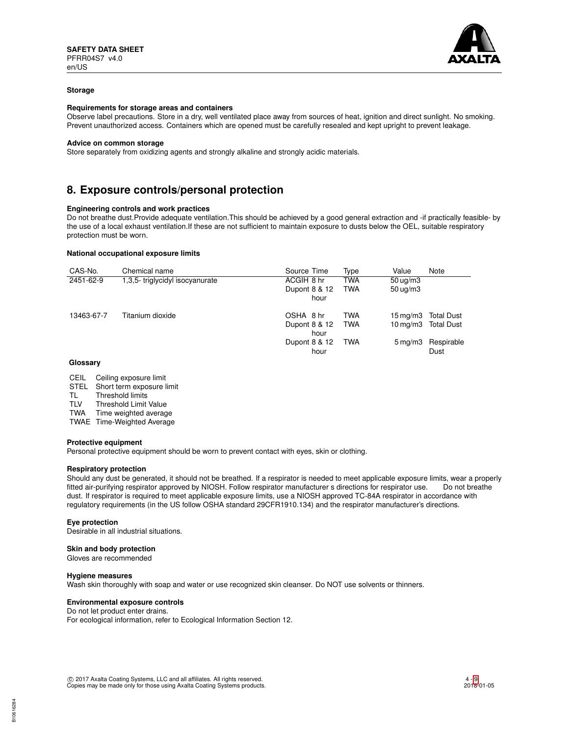**Storage**

**Requirements for storage areas and containers**
Observe label precautions. Store in a dry, well ventilated place away from sources of heat, ignition and direct sunlight. No smoking. Prevent unauthorized access. Containers which are opened must be carefully resealed and kept upright to prevent leakage.

**Advice on common storage**
Store separately from oxidizing agents and strongly alkaline and strongly acidic materials.

## 8. Exposure controls/personal protection

**Engineering controls and work practices**
Do not breathe dust.Provide adequate ventilation.This should be achieved by a good general extraction and -if practically feasible- by the use of a local exhaust ventilation.If these are not sufficient to maintain exposure to dusts below the OEL, suitable respiratory protection must be worn.

**National occupational exposure limits**

| CAS-No. | Chemical name | Source | Time | Type | Value | Note |
|---|---|---|---|---|---|---|
| 2451-62-9 | 1,3,5- triglycidyl isocyanurate | ACGIH | 8 hr | TWA | 50 ug/m3 | |
| | | Dupont | 8 & 12 hour | TWA | 50 ug/m3 | |
| 13463-67-7 | Titanium dioxide | OSHA | 8 hr | TWA | 15 mg/m3 | Total Dust |
| | | Dupont | 8 & 12 hour | TWA | 10 mg/m3 | Total Dust |
| | | Dupont | 8 & 12 hour | TWA | 5 mg/m3 | Respirable Dust |

**Glossary**

| | |
|---|---|
| CEIL | Ceiling exposure limit |
| STEL | Short term exposure limit |
| TL | Threshold limits |
| TLV | Threshold Limit Value |
| TWA | Time weighted average |
| TWAE | Time-Weighted Average |

**Protective equipment**
Personal protective equipment should be worn to prevent contact with eyes, skin or clothing.

**Respiratory protection**
Should any dust be generated, it should not be breathed. If a respirator is needed to meet applicable exposure limits, wear a properly fitted air-purifying respirator approved by NIOSH. Follow respirator manufacturer s directions for respirator use. Do not breathe dust. If respirator is required to meet applicable exposure limits, use a NIOSH approved TC-84A respirator in accordance with regulatory requirements (in the US follow OSHA standard 29CFR1910.134) and the respirator manufacturer's directions.

**Eye protection**
Desirable in all industrial situations.

**Skin and body protection**
Gloves are recommended

**Hygiene measures**
Wash skin thoroughly with soap and water or use recognized skin cleanser. Do NOT use solvents or thinners.

**Environmental exposure controls**
Do not let product enter drains.
For ecological information, refer to Ecological Information Section 12.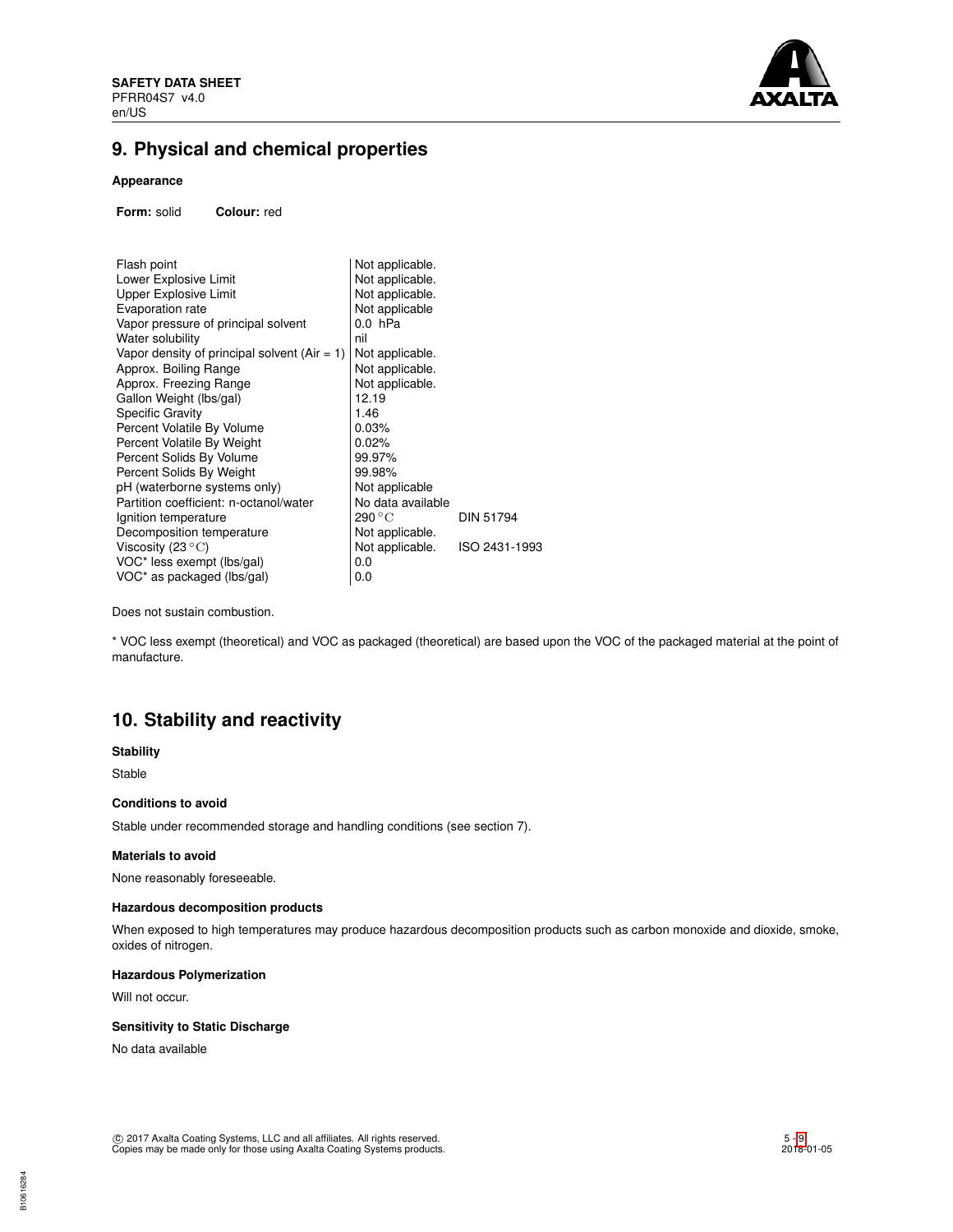## 9. Physical and chemical properties

### Appearance

**Form:** solid **Colour:** red

| Property | Value | Method |
|---|---|---|
| Flash point | Not applicable. | |
| Lower Explosive Limit | Not applicable. | |
| Upper Explosive Limit | Not applicable. | |
| Evaporation rate | Not applicable | |
| Vapor pressure of principal solvent | 0.0 hPa | |
| Water solubility | nil | |
| Vapor density of principal solvent (Air = 1) | Not applicable. | |
| Approx. Boiling Range | Not applicable. | |
| Approx. Freezing Range | Not applicable. | |
| Gallon Weight (lbs/gal) | 12.19 | |
| Specific Gravity | 1.46 | |
| Percent Volatile By Volume | 0.03% | |
| Percent Volatile By Weight | 0.02% | |
| Percent Solids By Volume | 99.97% | |
| Percent Solids By Weight | 99.98% | |
| pH (waterborne systems only) | Not applicable | |
| Partition coefficient: n-octanol/water | No data available | |
| Ignition temperature | 290 °C | DIN 51794 |
| Decomposition temperature | Not applicable. | |
| Viscosity (23 °C) | Not applicable. | ISO 2431-1993 |
| VOC* less exempt (lbs/gal) | 0.0 | |
| VOC* as packaged (lbs/gal) | 0.0 | |

Does not sustain combustion.

* VOC less exempt (theoretical) and VOC as packaged (theoretical) are based upon the VOC of the packaged material at the point of manufacture.

## 10. Stability and reactivity

### Stability

Stable

### Conditions to avoid

Stable under recommended storage and handling conditions (see section 7).

### Materials to avoid

None reasonably foreseeable.

### Hazardous decomposition products

When exposed to high temperatures may produce hazardous decomposition products such as carbon monoxide and dioxide, smoke, oxides of nitrogen.

### Hazardous Polymerization

Will not occur.

### Sensitivity to Static Discharge

No data available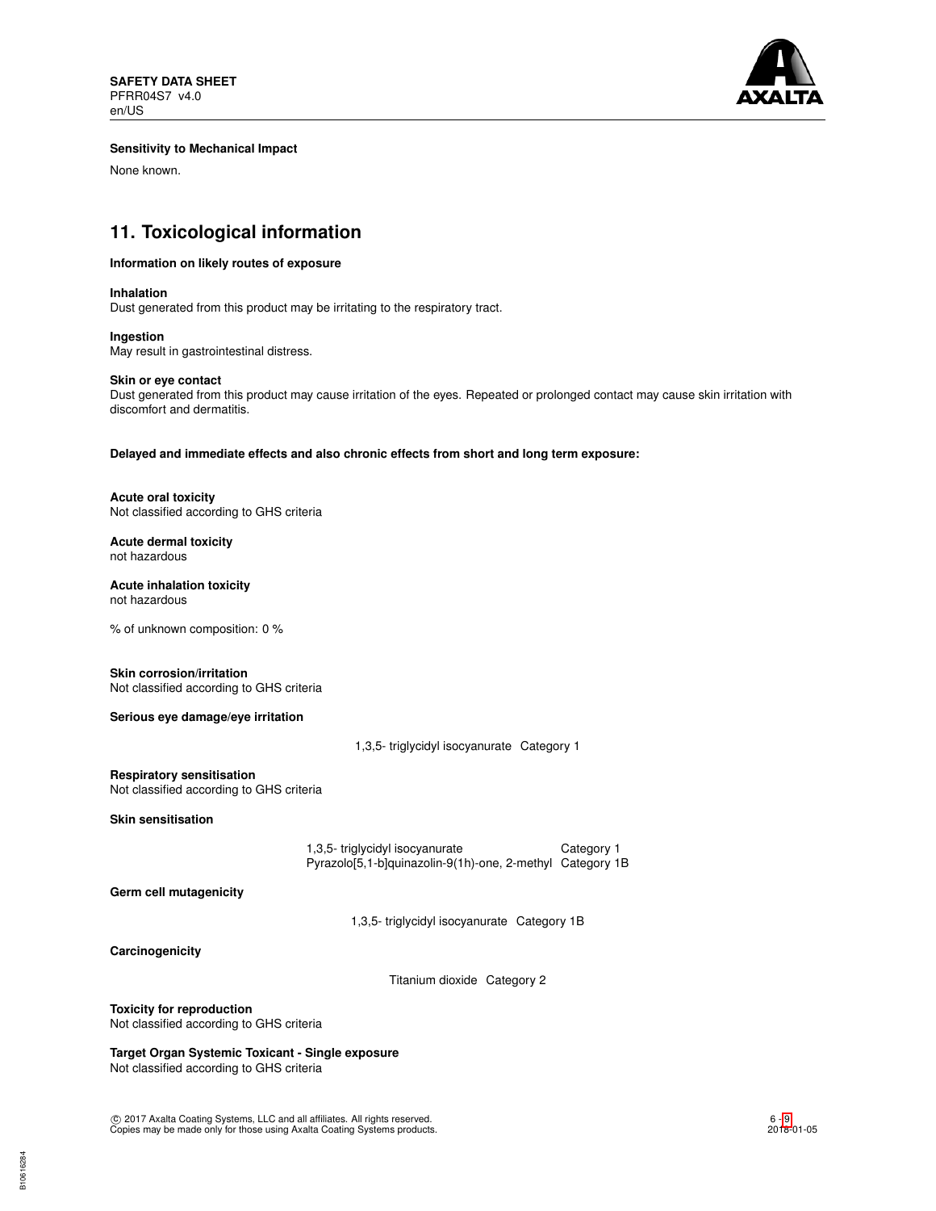**Sensitivity to Mechanical Impact**

None known.

## 11. Toxicological information

**Information on likely routes of exposure**

**Inhalation**
Dust generated from this product may be irritating to the respiratory tract.

**Ingestion**
May result in gastrointestinal distress.

**Skin or eye contact**
Dust generated from this product may cause irritation of the eyes. Repeated or prolonged contact may cause skin irritation with discomfort and dermatitis.

**Delayed and immediate effects and also chronic effects from short and long term exposure:**

**Acute oral toxicity**
Not classified according to GHS criteria

**Acute dermal toxicity**
not hazardous

**Acute inhalation toxicity**
not hazardous

% of unknown composition: 0 %

**Skin corrosion/irritation**
Not classified according to GHS criteria

**Serious eye damage/eye irritation**

| | |
|---|---|
| 1,3,5- triglycidyl isocyanurate | Category 1 |

**Respiratory sensitisation**
Not classified according to GHS criteria

**Skin sensitisation**

| | |
|---|---|
| 1,3,5- triglycidyl isocyanurate | Category 1 |
| Pyrazolo[5,1-b]quinazolin-9(1h)-one, 2-methyl | Category 1B |

**Germ cell mutagenicity**

| | |
|---|---|
| 1,3,5- triglycidyl isocyanurate | Category 1B |

**Carcinogenicity**

| | |
|---|---|
| Titanium dioxide | Category 2 |

**Toxicity for reproduction**
Not classified according to GHS criteria

**Target Organ Systemic Toxicant - Single exposure**
Not classified according to GHS criteria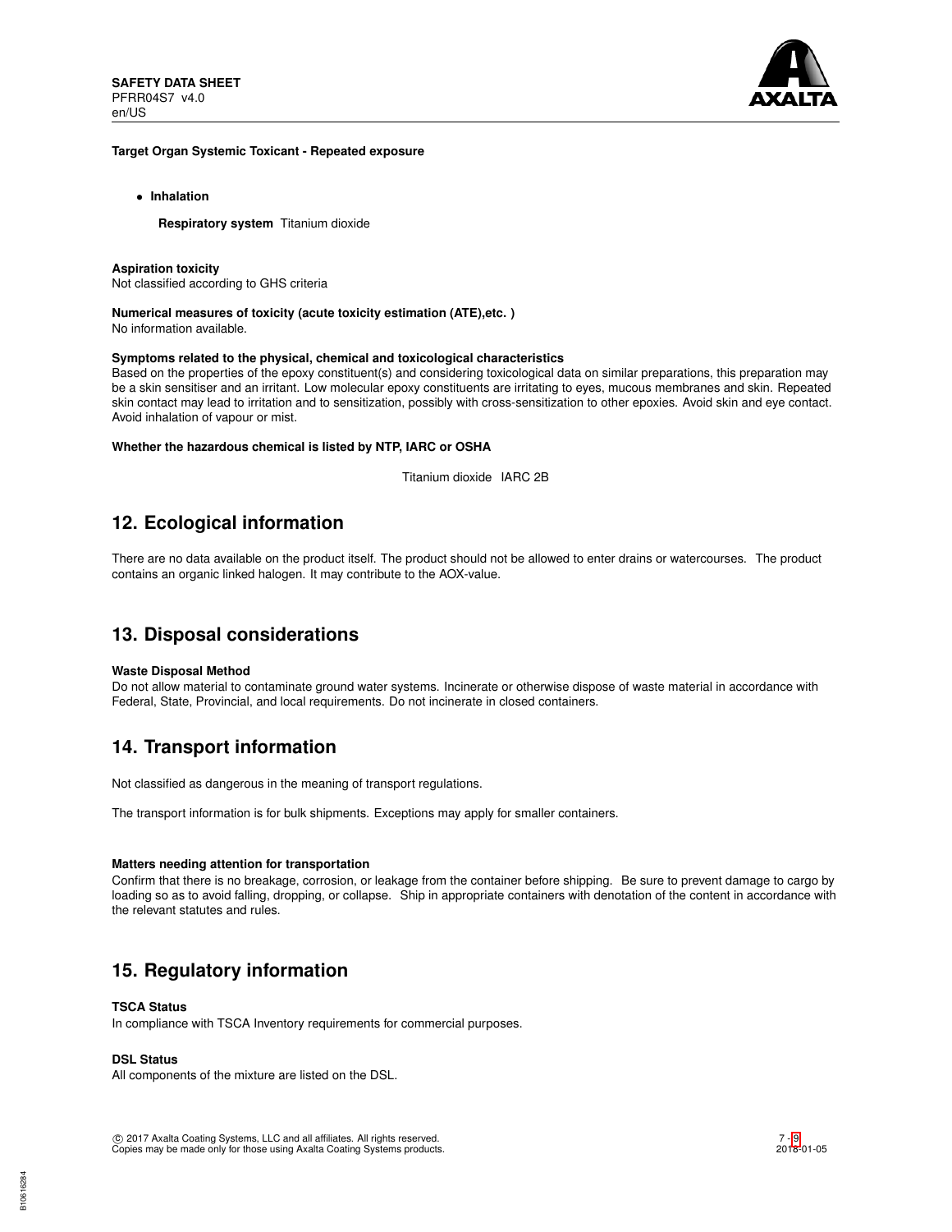**Target Organ Systemic Toxicant - Repeated exposure**

- **Inhalation**

  **Respiratory system** Titanium dioxide

**Aspiration toxicity**
Not classified according to GHS criteria

**Numerical measures of toxicity (acute toxicity estimation (ATE),etc. )**
No information available.

**Symptoms related to the physical, chemical and toxicological characteristics**
Based on the properties of the epoxy constituent(s) and considering toxicological data on similar preparations, this preparation may be a skin sensitiser and an irritant. Low molecular epoxy constituents are irritating to eyes, mucous membranes and skin. Repeated skin contact may lead to irritation and to sensitization, possibly with cross-sensitization to other epoxies. Avoid skin and eye contact. Avoid inhalation of vapour or mist.

**Whether the hazardous chemical is listed by NTP, IARC or OSHA**

Titanium dioxide IARC 2B

## 12. Ecological information

There are no data available on the product itself. The product should not be allowed to enter drains or watercourses. The product contains an organic linked halogen. It may contribute to the AOX-value.

## 13. Disposal considerations

**Waste Disposal Method**
Do not allow material to contaminate ground water systems. Incinerate or otherwise dispose of waste material in accordance with Federal, State, Provincial, and local requirements. Do not incinerate in closed containers.

## 14. Transport information

Not classified as dangerous in the meaning of transport regulations.

The transport information is for bulk shipments. Exceptions may apply for smaller containers.

**Matters needing attention for transportation**
Confirm that there is no breakage, corrosion, or leakage from the container before shipping. Be sure to prevent damage to cargo by loading so as to avoid falling, dropping, or collapse. Ship in appropriate containers with denotation of the content in accordance with the relevant statutes and rules.

## 15. Regulatory information

**TSCA Status**
In compliance with TSCA Inventory requirements for commercial purposes.

**DSL Status**
All components of the mixture are listed on the DSL.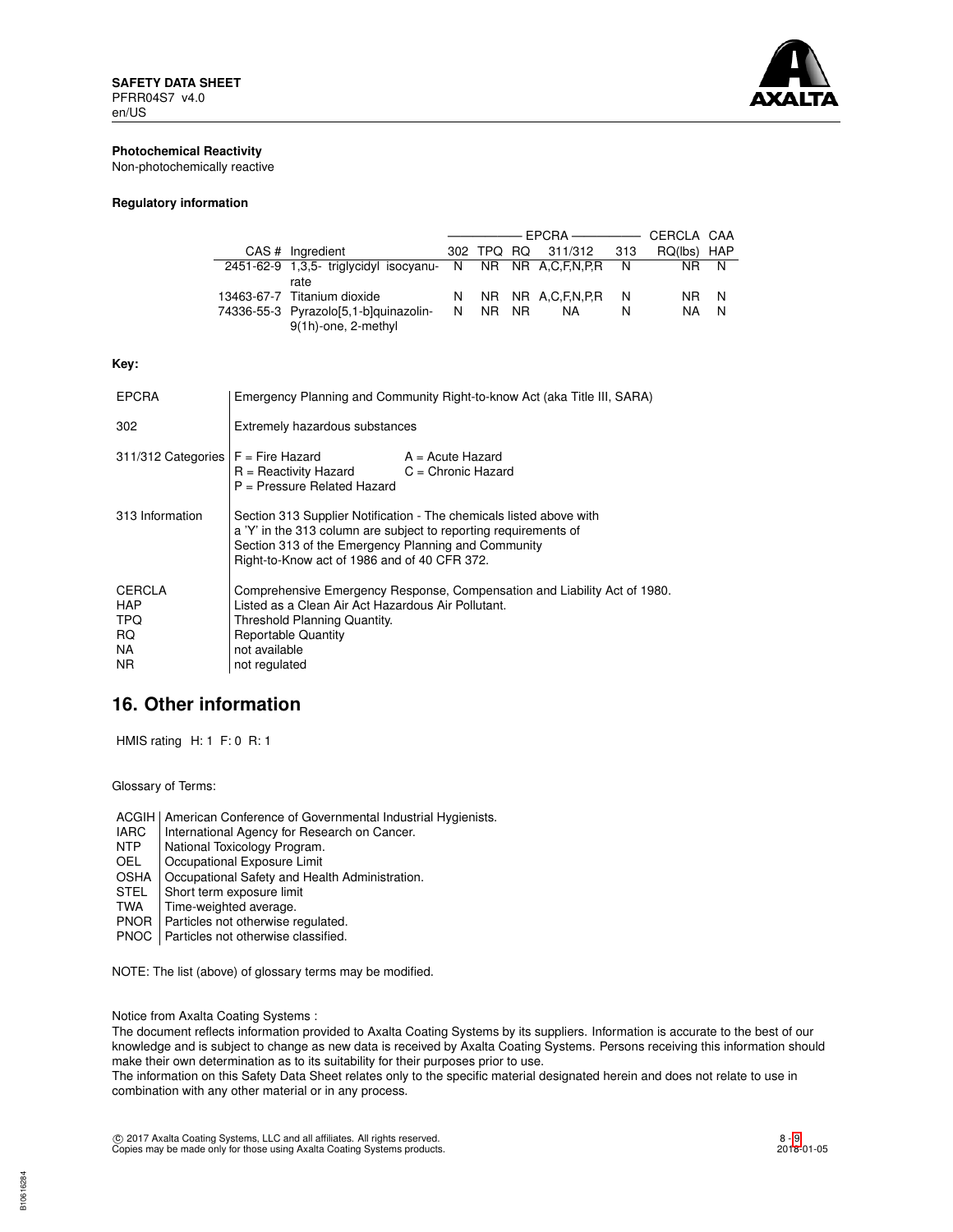**Photochemical Reactivity**

Non-photochemically reactive

**Regulatory information**

| | | EPCRA | | | | | CERCLA | CAA |
|---|---|---|---|---|---|---|---|---|
| CAS # | Ingredient | 302 | TPQ | RQ | 311/312 | 313 | RQ(lbs) | HAP |
| 2451-62-9 | 1,3,5- triglycidyl isocyanurate | N | NR | NR | A,C,F,N,P,R | N | NR | N |
| 13463-67-7 | Titanium dioxide | N | NR | NR | A,C,F,N,P,R | N | NR | N |
| 74336-55-3 | Pyrazolo[5,1-b]quinazolin-9(1h)-one, 2-methyl | N | NR | NR | NA | N | NA | N |

**Key:**

| | |
|---|---|
| EPCRA | Emergency Planning and Community Right-to-know Act (aka Title III, SARA) |
| 302 | Extremely hazardous substances |
| 311/312 Categories | F = Fire Hazard; A = Acute Hazard; R = Reactivity Hazard; C = Chronic Hazard; P = Pressure Related Hazard |
| 313 Information | Section 313 Supplier Notification - The chemicals listed above with a 'Y' in the 313 column are subject to reporting requirements of Section 313 of the Emergency Planning and Community Right-to-Know act of 1986 and of 40 CFR 372. |
| CERCLA | Comprehensive Emergency Response, Compensation and Liability Act of 1980. |
| HAP | Listed as a Clean Air Act Hazardous Air Pollutant. |
| TPQ | Threshold Planning Quantity. |
| RQ | Reportable Quantity |
| NA | not available |
| NR | not regulated |

## 16. Other information

HMIS rating H: 1 F: 0 R: 1

Glossary of Terms:

| | |
|---|---|
| ACGIH | American Conference of Governmental Industrial Hygienists. |
| IARC | International Agency for Research on Cancer. |
| NTP | National Toxicology Program. |
| OEL | Occupational Exposure Limit |
| OSHA | Occupational Safety and Health Administration. |
| STEL | Short term exposure limit |
| TWA | Time-weighted average. |
| PNOR | Particles not otherwise regulated. |
| PNOC | Particles not otherwise classified. |

NOTE: The list (above) of glossary terms may be modified.

Notice from Axalta Coating Systems :

The document reflects information provided to Axalta Coating Systems by its suppliers. Information is accurate to the best of our knowledge and is subject to change as new data is received by Axalta Coating Systems. Persons receiving this information should make their own determination as to its suitability for their purposes prior to use.

The information on this Safety Data Sheet relates only to the specific material designated herein and does not relate to use in combination with any other material or in any process.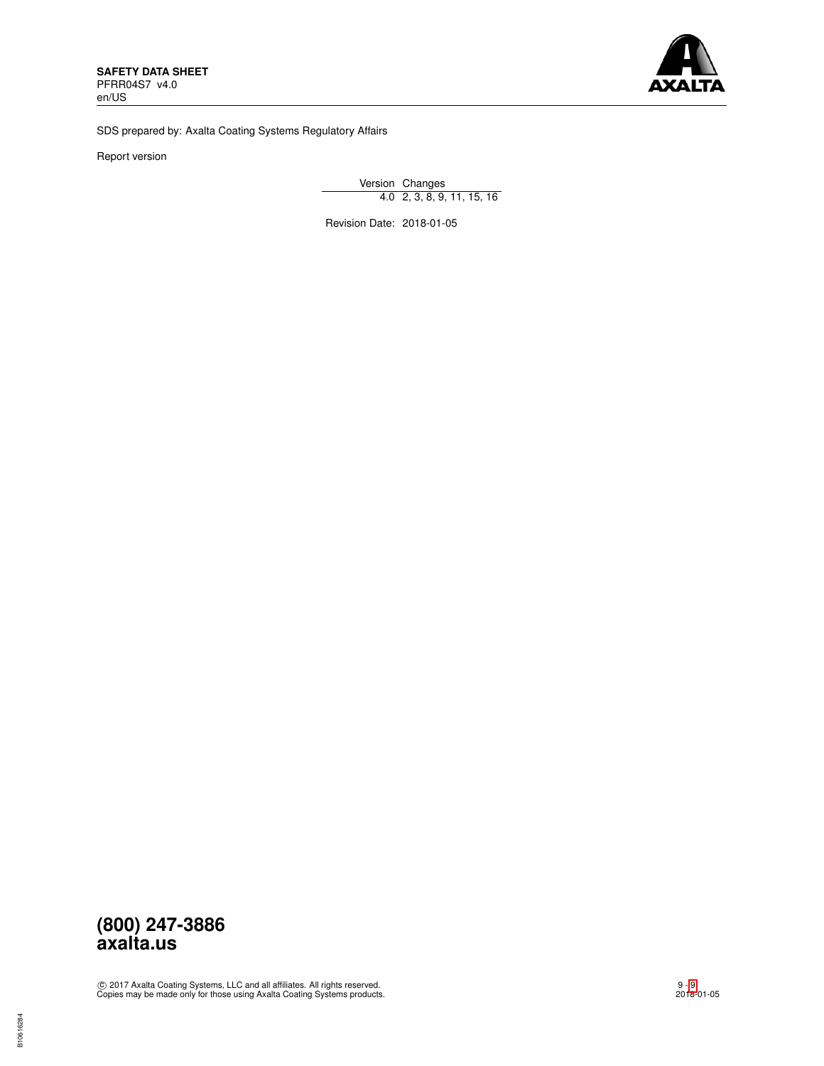SDS prepared by: Axalta Coating Systems Regulatory Affairs

Report version

| Version | Changes |
| --- | --- |
| 4.0 | 2, 3, 8, 9, 11, 15, 16 |

Revision Date: 2018-01-05

**(800) 247-3886**
**axalta.us**

© 2017 Axalta Coating Systems, LLC and all affiliates. All rights reserved.
Copies may be made only for those using Axalta Coating Systems products.